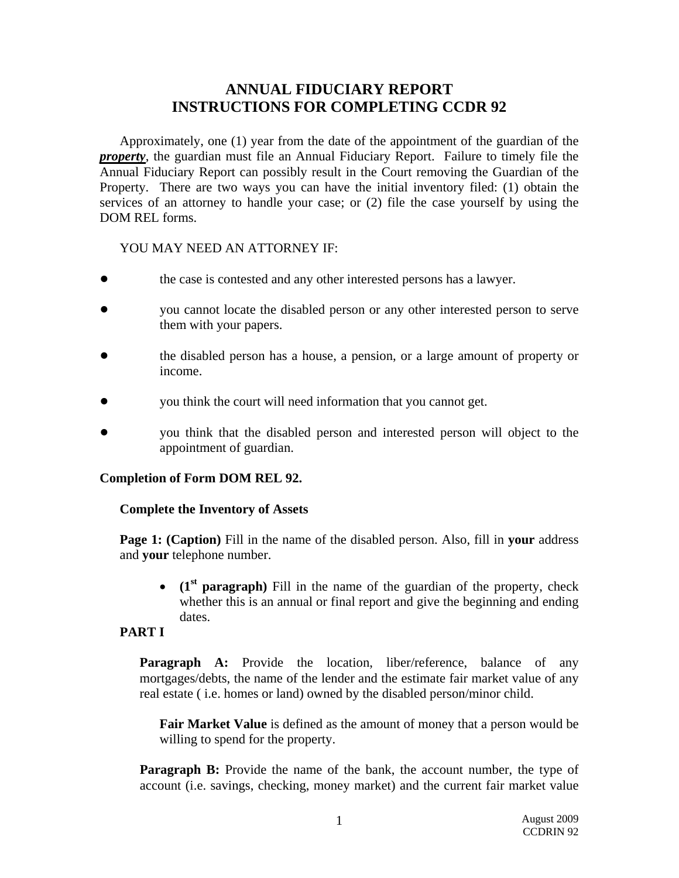# ANNUAL FIDUCIARY REPORT
# INSTRUCTIONS FOR COMPLETING CCDR 92

Approximately, one (1) year from the date of the appointment of the guardian of the ***property***, the guardian must file an Annual Fiduciary Report. Failure to timely file the Annual Fiduciary Report can possibly result in the Court removing the Guardian of the Property. There are two ways you can have the initial inventory filed: (1) obtain the services of an attorney to handle your case; or (2) file the case yourself by using the DOM REL forms.

YOU MAY NEED AN ATTORNEY IF:

- the case is contested and any other interested persons has a lawyer.
- you cannot locate the disabled person or any other interested person to serve them with your papers.
- the disabled person has a house, a pension, or a large amount of property or income.
- you think the court will need information that you cannot get.
- you think that the disabled person and interested person will object to the appointment of guardian.

**Completion of Form DOM REL 92.**

**Complete the Inventory of Assets**

**Page 1: (Caption)** Fill in the name of the disabled person. Also, fill in **your** address and **your** telephone number.

- **(1st paragraph)** Fill in the name of the guardian of the property, check whether this is an annual or final report and give the beginning and ending dates.

**PART I**

**Paragraph A:** Provide the location, liber/reference, balance of any mortgages/debts, the name of the lender and the estimate fair market value of any real estate ( i.e. homes or land) owned by the disabled person/minor child.

**Fair Market Value** is defined as the amount of money that a person would be willing to spend for the property.

**Paragraph B:** Provide the name of the bank, the account number, the type of account (i.e. savings, checking, money market) and the current fair market value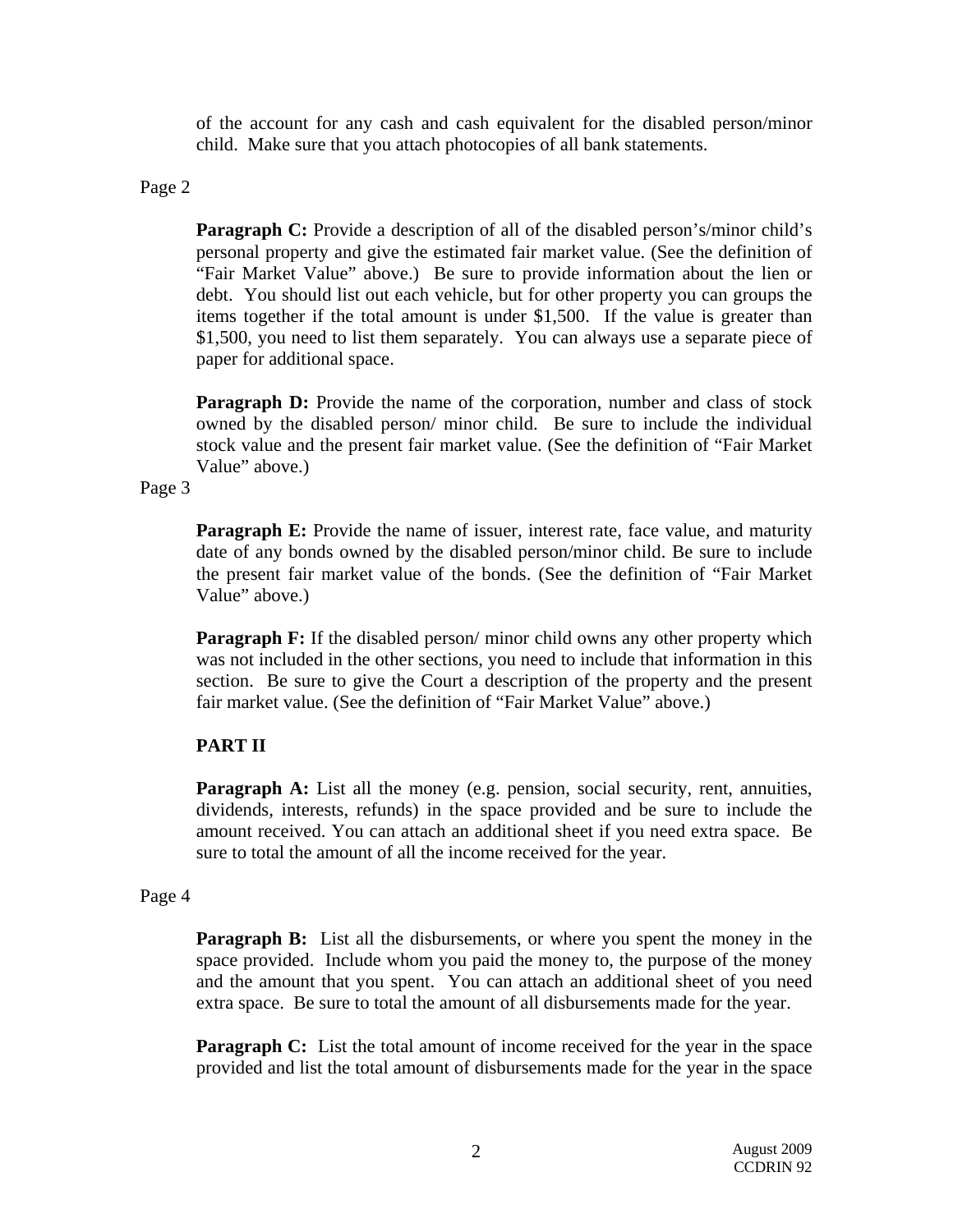of the account for any cash and cash equivalent for the disabled person/minor child. Make sure that you attach photocopies of all bank statements.

Page 2

**Paragraph C:** Provide a description of all of the disabled person's/minor child's personal property and give the estimated fair market value. (See the definition of "Fair Market Value" above.) Be sure to provide information about the lien or debt. You should list out each vehicle, but for other property you can groups the items together if the total amount is under $1,500. If the value is greater than $1,500, you need to list them separately. You can always use a separate piece of paper for additional space.

**Paragraph D:** Provide the name of the corporation, number and class of stock owned by the disabled person/ minor child. Be sure to include the individual stock value and the present fair market value. (See the definition of "Fair Market Value" above.)

Page 3

**Paragraph E:** Provide the name of issuer, interest rate, face value, and maturity date of any bonds owned by the disabled person/minor child. Be sure to include the present fair market value of the bonds. (See the definition of "Fair Market Value" above.)

**Paragraph F:** If the disabled person/ minor child owns any other property which was not included in the other sections, you need to include that information in this section. Be sure to give the Court a description of the property and the present fair market value. (See the definition of "Fair Market Value" above.)

**PART II**

**Paragraph A:** List all the money (e.g. pension, social security, rent, annuities, dividends, interests, refunds) in the space provided and be sure to include the amount received. You can attach an additional sheet if you need extra space. Be sure to total the amount of all the income received for the year.

Page 4

**Paragraph B:** List all the disbursements, or where you spent the money in the space provided. Include whom you paid the money to, the purpose of the money and the amount that you spent. You can attach an additional sheet of you need extra space. Be sure to total the amount of all disbursements made for the year.

**Paragraph C:** List the total amount of income received for the year in the space provided and list the total amount of disbursements made for the year in the space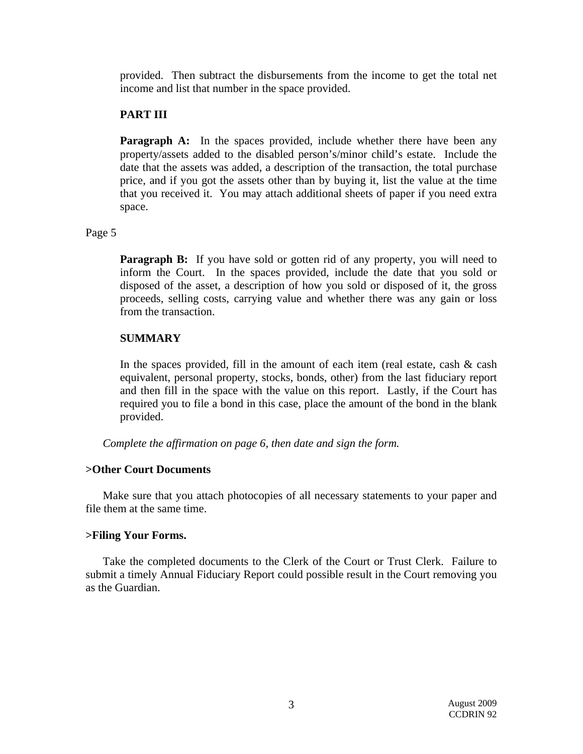provided. Then subtract the disbursements from the income to get the total net income and list that number in the space provided.

**PART III**

**Paragraph A:** In the spaces provided, include whether there have been any property/assets added to the disabled person's/minor child's estate. Include the date that the assets was added, a description of the transaction, the total purchase price, and if you got the assets other than by buying it, list the value at the time that you received it. You may attach additional sheets of paper if you need extra space.

Page 5

**Paragraph B:** If you have sold or gotten rid of any property, you will need to inform the Court. In the spaces provided, include the date that you sold or disposed of the asset, a description of how you sold or disposed of it, the gross proceeds, selling costs, carrying value and whether there was any gain or loss from the transaction.

**SUMMARY**

In the spaces provided, fill in the amount of each item (real estate, cash & cash equivalent, personal property, stocks, bonds, other) from the last fiduciary report and then fill in the space with the value on this report. Lastly, if the Court has required you to file a bond in this case, place the amount of the bond in the blank provided.

*Complete the affirmation on page 6, then date and sign the form.*

**>Other Court Documents**

Make sure that you attach photocopies of all necessary statements to your paper and file them at the same time.

**>Filing Your Forms.**

Take the completed documents to the Clerk of the Court or Trust Clerk. Failure to submit a timely Annual Fiduciary Report could possible result in the Court removing you as the Guardian.